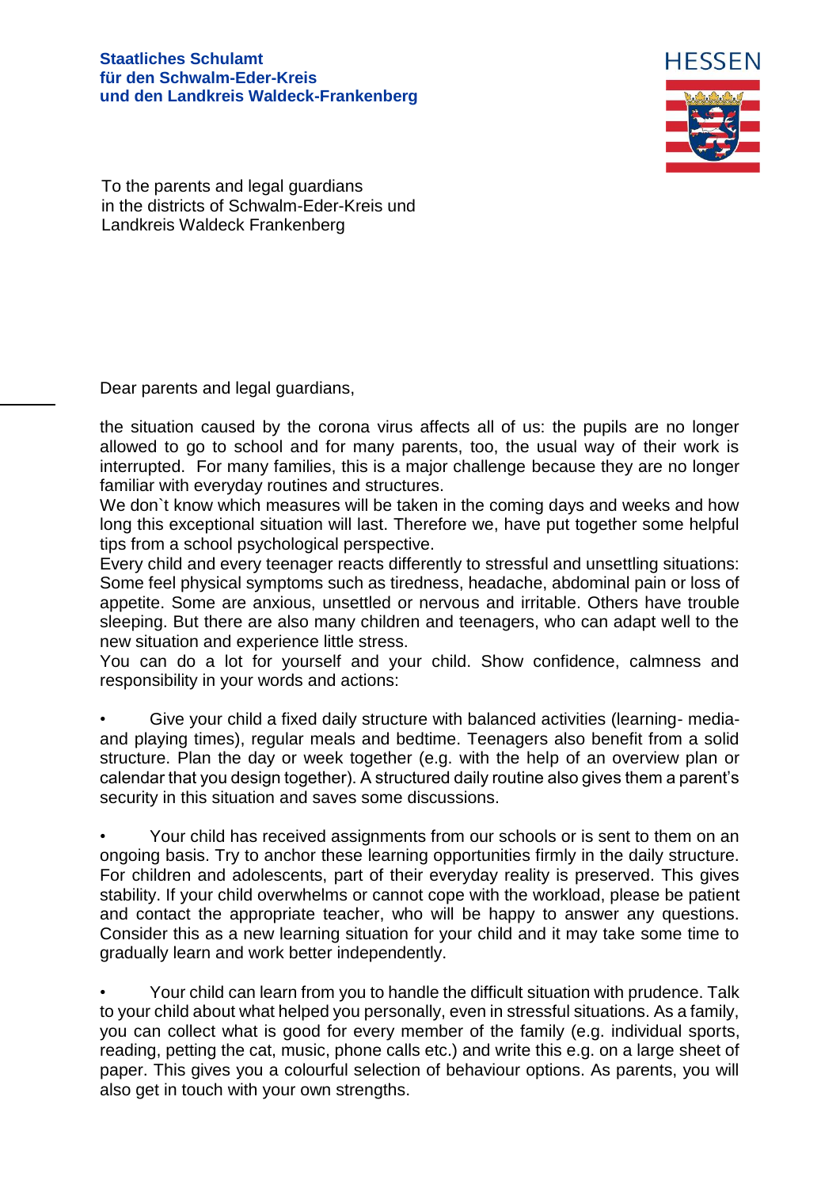**Staatliches Schulamt**
**für den Schwalm-Eder-Kreis**
**und den Landkreis Waldeck-Frankenberg**

HESSEN

To the parents and legal guardians
in the districts of Schwalm-Eder-Kreis und
Landkreis Waldeck Frankenberg

Dear parents and legal guardians,

the situation caused by the corona virus affects all of us: the pupils are no longer allowed to go to school and for many parents, too, the usual way of their work is interrupted. For many families, this is a major challenge because they are no longer familiar with everyday routines and structures.
We don`t know which measures will be taken in the coming days and weeks and how long this exceptional situation will last. Therefore we, have put together some helpful tips from a school psychological perspective.
Every child and every teenager reacts differently to stressful and unsettling situations: Some feel physical symptoms such as tiredness, headache, abdominal pain or loss of appetite. Some are anxious, unsettled or nervous and irritable. Others have trouble sleeping. But there are also many children and teenagers, who can adapt well to the new situation and experience little stress.
You can do a lot for yourself and your child. Show confidence, calmness and responsibility in your words and actions:

- Give your child a fixed daily structure with balanced activities (learning- media- and playing times), regular meals and bedtime. Teenagers also benefit from a solid structure. Plan the day or week together (e.g. with the help of an overview plan or calendar that you design together). A structured daily routine also gives them a parent's security in this situation and saves some discussions.

- Your child has received assignments from our schools or is sent to them on an ongoing basis. Try to anchor these learning opportunities firmly in the daily structure. For children and adolescents, part of their everyday reality is preserved. This gives stability. If your child overwhelms or cannot cope with the workload, please be patient and contact the appropriate teacher, who will be happy to answer any questions. Consider this as a new learning situation for your child and it may take some time to gradually learn and work better independently.

- Your child can learn from you to handle the difficult situation with prudence. Talk to your child about what helped you personally, even in stressful situations. As a family, you can collect what is good for every member of the family (e.g. individual sports, reading, petting the cat, music, phone calls etc.) and write this e.g. on a large sheet of paper. This gives you a colourful selection of behaviour options. As parents, you will also get in touch with your own strengths.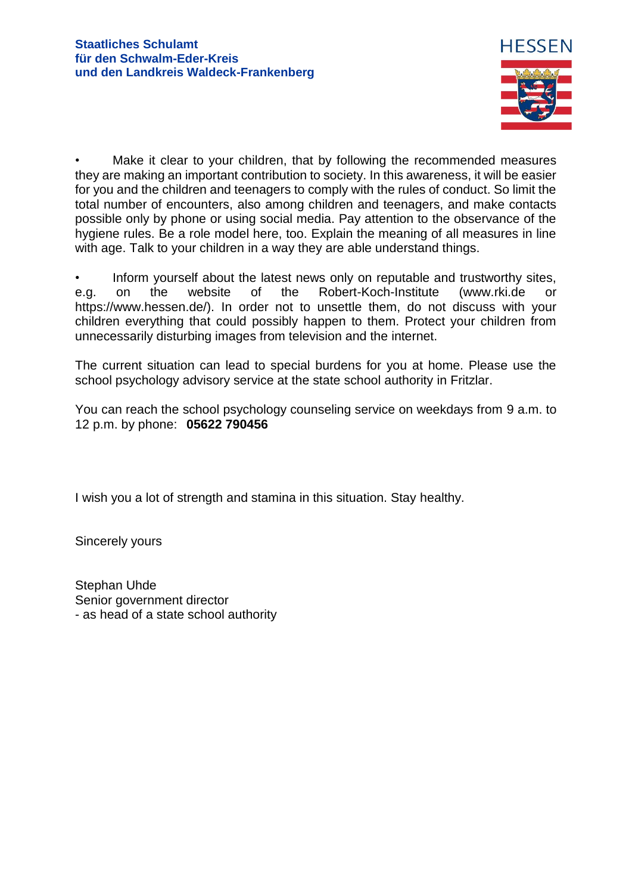**Staatliches Schulamt**
**für den Schwalm-Eder-Kreis**
**und den Landkreis Waldeck-Frankenberg**

HESSEN

- Make it clear to your children, that by following the recommended measures they are making an important contribution to society. In this awareness, it will be easier for you and the children and teenagers to comply with the rules of conduct. So limit the total number of encounters, also among children and teenagers, and make contacts possible only by phone or using social media. Pay attention to the observance of the hygiene rules. Be a role model here, too. Explain the meaning of all measures in line with age. Talk to your children in a way they are able understand things.

- Inform yourself about the latest news only on reputable and trustworthy sites, e.g. on the website of the Robert-Koch-Institute (www.rki.de or https://www.hessen.de/). In order not to unsettle them, do not discuss with your children everything that could possibly happen to them. Protect your children from unnecessarily disturbing images from television and the internet.

The current situation can lead to special burdens for you at home. Please use the school psychology advisory service at the state school authority in Fritzlar.

You can reach the school psychology counseling service on weekdays from 9 a.m. to 12 p.m. by phone: **05622 790456**

I wish you a lot of strength and stamina in this situation. Stay healthy.

Sincerely yours

Stephan Uhde
Senior government director
- as head of a state school authority